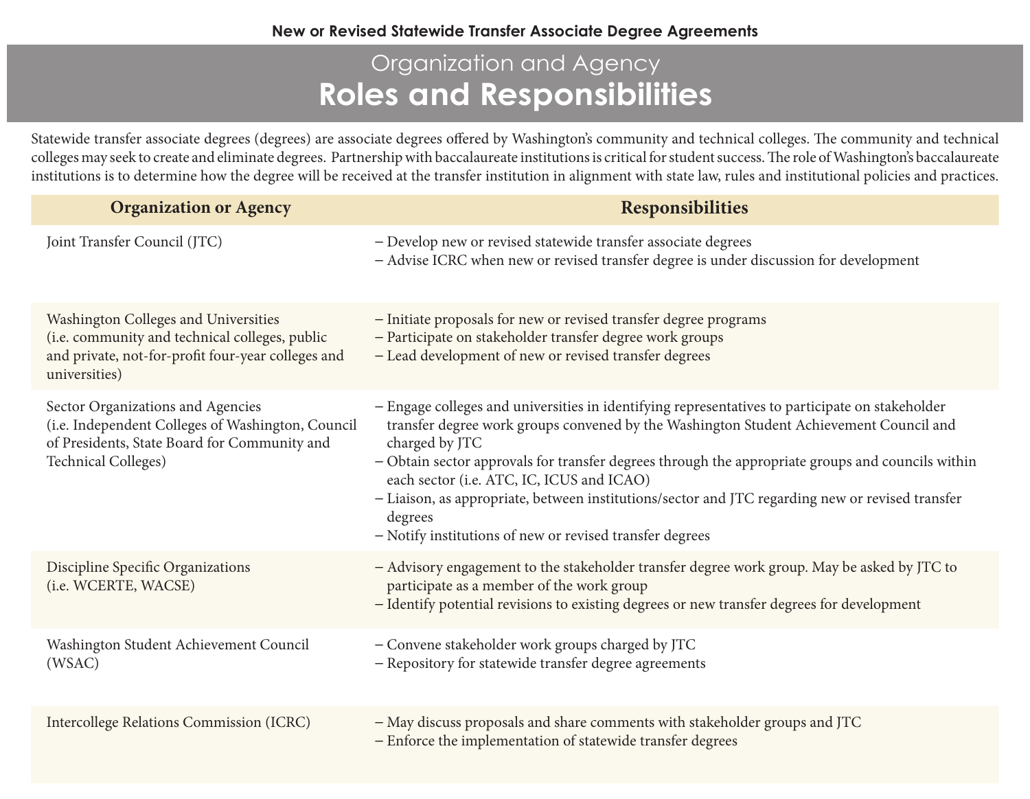**New or Revised Statewide Transfer Associate Degree Agreements**

## Organization and Agency

# Roles and Responsibilities

Statewide transfer associate degrees (degrees) are associate degrees offered by Washington's community and technical colleges. The community and technical colleges may seek to create and eliminate degrees. Partnership with baccalaureate institutions is critical for student success. The role of Washington's baccalaureate institutions is to determine how the degree will be received at the transfer institution in alignment with state law, rules and institutional policies and practices.

| Organization or Agency | Responsibilities |
|---|---|
| Joint Transfer Council (JTC) | – Develop new or revised statewide transfer associate degrees<br>– Advise ICRC when new or revised transfer degree is under discussion for development |
| Washington Colleges and Universities (i.e. community and technical colleges, public and private, not-for-profit four-year colleges and universities) | – Initiate proposals for new or revised transfer degree programs<br>– Participate on stakeholder transfer degree work groups<br>– Lead development of new or revised transfer degrees |
| Sector Organizations and Agencies (i.e. Independent Colleges of Washington, Council of Presidents, State Board for Community and Technical Colleges) | – Engage colleges and universities in identifying representatives to participate on stakeholder transfer degree work groups convened by the Washington Student Achievement Council and charged by JTC<br>– Obtain sector approvals for transfer degrees through the appropriate groups and councils within each sector (i.e. ATC, IC, ICUS and ICAO)<br>– Liaison, as appropriate, between institutions/sector and JTC regarding new or revised transfer degrees<br>– Notify institutions of new or revised transfer degrees |
| Discipline Specific Organizations (i.e. WCERTE, WACSE) | – Advisory engagement to the stakeholder transfer degree work group. May be asked by JTC to participate as a member of the work group<br>– Identify potential revisions to existing degrees or new transfer degrees for development |
| Washington Student Achievement Council (WSAC) | – Convene stakeholder work groups charged by JTC<br>– Repository for statewide transfer degree agreements |
| Intercollege Relations Commission (ICRC) | – May discuss proposals and share comments with stakeholder groups and JTC<br>– Enforce the implementation of statewide transfer degrees |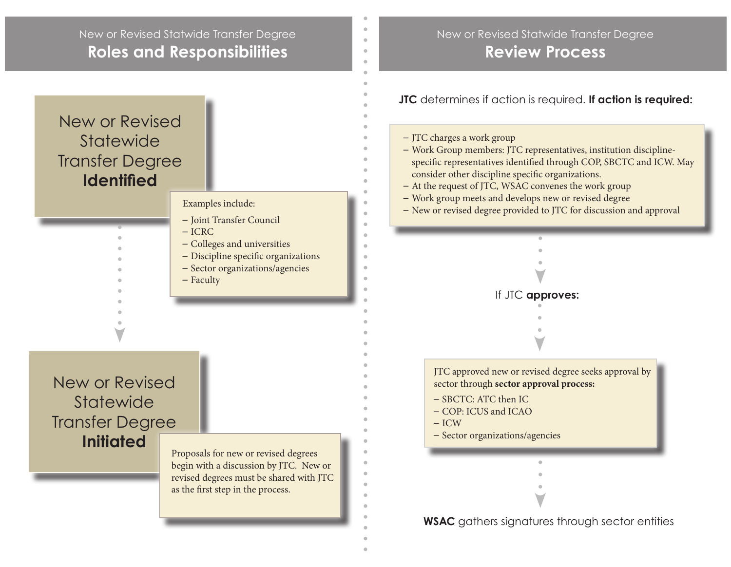## New or Revised Statwide Transfer Degree
# Roles and Responsibilities

### New or Revised Statewide Transfer Degree **Identified**

Examples include:

- Joint Transfer Council
- ICRC
- Colleges and universities
- Discipline specific organizations
- Sector organizations/agencies
- Faculty

### New or Revised Statewide Transfer Degree **Initiated**

Proposals for new or revised degrees begin with a discussion by JTC. New or revised degrees must be shared with JTC as the first step in the process.

## New or Revised Statwide Transfer Degree
# Review Process

**JTC** determines if action is required. **If action is required:**

- JTC charges a work group
- Work Group members: JTC representatives, institution discipline-specific representatives identified through COP, SBCTC and ICW. May consider other discipline specific organizations.
- At the request of JTC, WSAC convenes the work group
- Work group meets and develops new or revised degree
- New or revised degree provided to JTC for discussion and approval

If JTC **approves:**

JTC approved new or revised degree seeks approval by sector through **sector approval process:**

- SBCTC: ATC then IC
- COP: ICUS and ICAO
- ICW
- Sector organizations/agencies

**WSAC** gathers signatures through sector entities